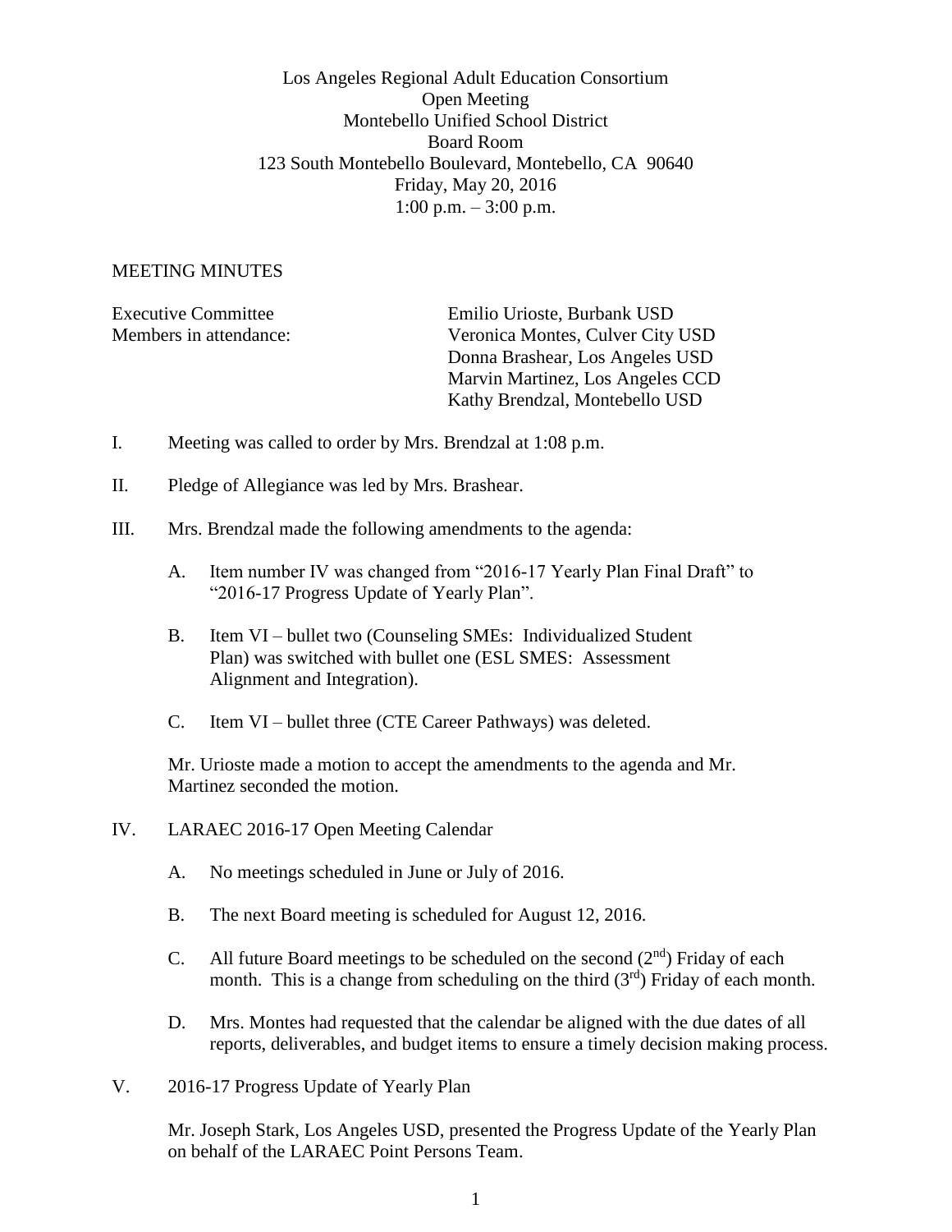Los Angeles Regional Adult Education Consortium
Open Meeting
Montebello Unified School District
Board Room
123 South Montebello Boulevard, Montebello, CA 90640
Friday, May 20, 2016
1:00 p.m. – 3:00 p.m.

MEETING MINUTES

Executive Committee Members in attendance:

Emilio Urioste, Burbank USD
Veronica Montes, Culver City USD
Donna Brashear, Los Angeles USD
Marvin Martinez, Los Angeles CCD
Kathy Brendzal, Montebello USD

I. Meeting was called to order by Mrs. Brendzal at 1:08 p.m.

II. Pledge of Allegiance was led by Mrs. Brashear.

III. Mrs. Brendzal made the following amendments to the agenda:

   A. Item number IV was changed from "2016-17 Yearly Plan Final Draft" to "2016-17 Progress Update of Yearly Plan".

   B. Item VI – bullet two (Counseling SMEs: Individualized Student Plan) was switched with bullet one (ESL SMES: Assessment Alignment and Integration).

   C. Item VI – bullet three (CTE Career Pathways) was deleted.

   Mr. Urioste made a motion to accept the amendments to the agenda and Mr. Martinez seconded the motion.

IV. LARAEC 2016-17 Open Meeting Calendar

   A. No meetings scheduled in June or July of 2016.

   B. The next Board meeting is scheduled for August 12, 2016.

   C. All future Board meetings to be scheduled on the second (2nd) Friday of each month. This is a change from scheduling on the third (3rd) Friday of each month.

   D. Mrs. Montes had requested that the calendar be aligned with the due dates of all reports, deliverables, and budget items to ensure a timely decision making process.

V. 2016-17 Progress Update of Yearly Plan

   Mr. Joseph Stark, Los Angeles USD, presented the Progress Update of the Yearly Plan on behalf of the LARAEC Point Persons Team.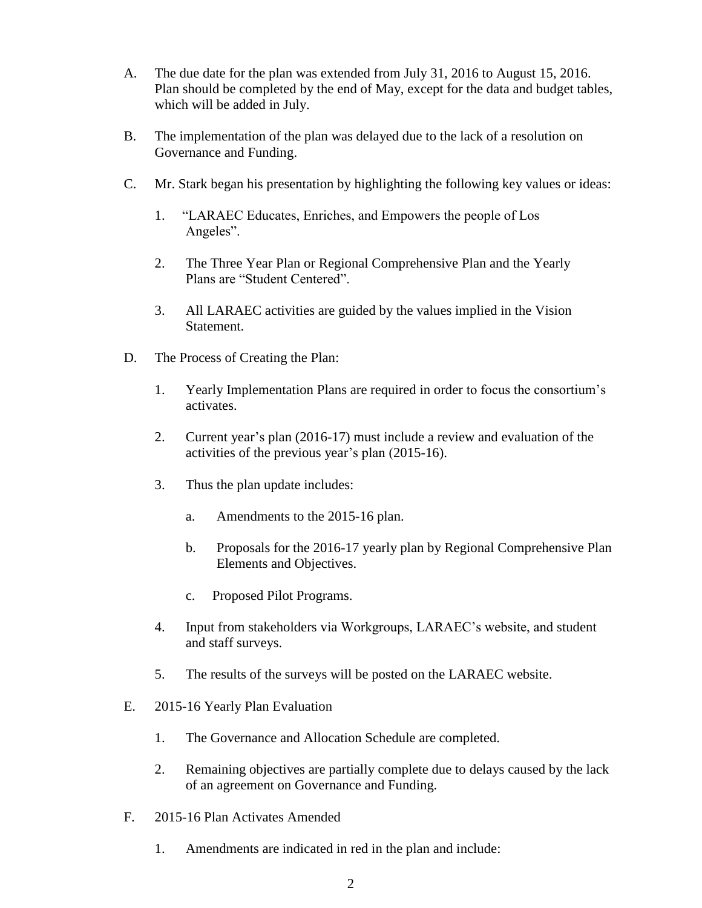A. The due date for the plan was extended from July 31, 2016 to August 15, 2016. Plan should be completed by the end of May, except for the data and budget tables, which will be added in July.

B. The implementation of the plan was delayed due to the lack of a resolution on Governance and Funding.

C. Mr. Stark began his presentation by highlighting the following key values or ideas:

   1. "LARAEC Educates, Enriches, and Empowers the people of Los Angeles".

   2. The Three Year Plan or Regional Comprehensive Plan and the Yearly Plans are "Student Centered".

   3. All LARAEC activities are guided by the values implied in the Vision Statement.

D. The Process of Creating the Plan:

   1. Yearly Implementation Plans are required in order to focus the consortium's activates.

   2. Current year's plan (2016-17) must include a review and evaluation of the activities of the previous year's plan (2015-16).

   3. Thus the plan update includes:

      a. Amendments to the 2015-16 plan.

      b. Proposals for the 2016-17 yearly plan by Regional Comprehensive Plan Elements and Objectives.

      c. Proposed Pilot Programs.

   4. Input from stakeholders via Workgroups, LARAEC's website, and student and staff surveys.

   5. The results of the surveys will be posted on the LARAEC website.

E. 2015-16 Yearly Plan Evaluation

   1. The Governance and Allocation Schedule are completed.

   2. Remaining objectives are partially complete due to delays caused by the lack of an agreement on Governance and Funding.

F. 2015-16 Plan Activates Amended

   1. Amendments are indicated in red in the plan and include: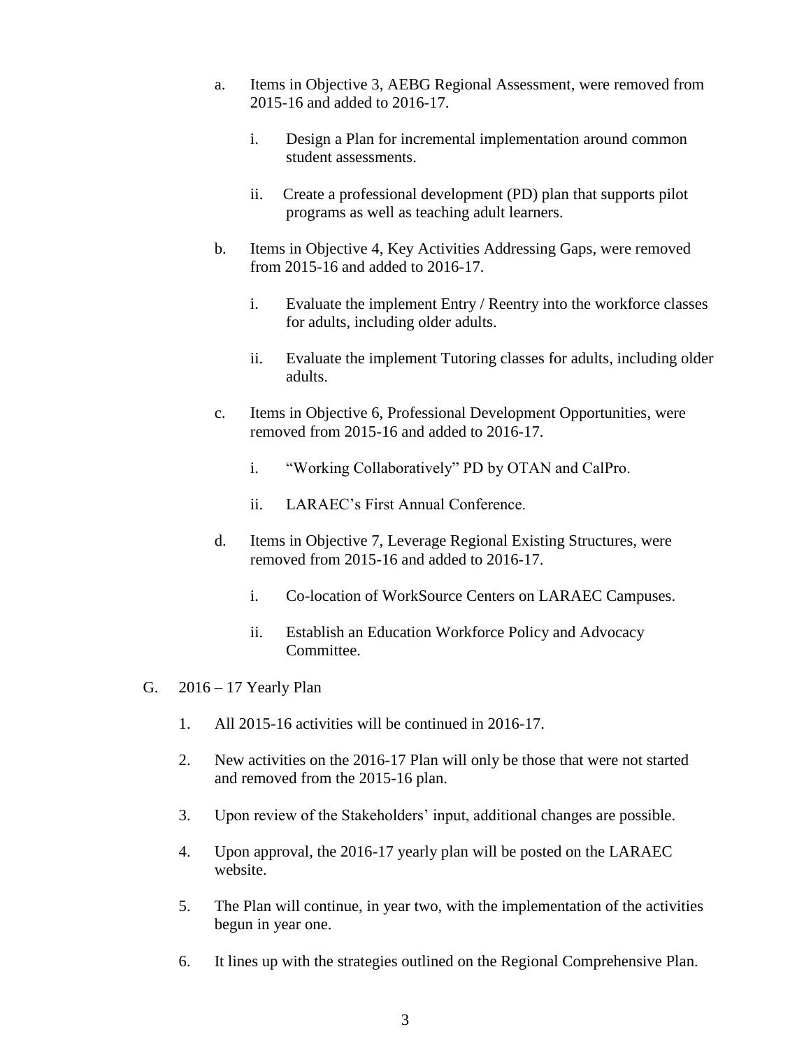a. Items in Objective 3, AEBG Regional Assessment, were removed from 2015-16 and added to 2016-17.

   i. Design a Plan for incremental implementation around common student assessments.

   ii. Create a professional development (PD) plan that supports pilot programs as well as teaching adult learners.

b. Items in Objective 4, Key Activities Addressing Gaps, were removed from 2015-16 and added to 2016-17.

   i. Evaluate the implement Entry / Reentry into the workforce classes for adults, including older adults.

   ii. Evaluate the implement Tutoring classes for adults, including older adults.

c. Items in Objective 6, Professional Development Opportunities, were removed from 2015-16 and added to 2016-17.

   i. "Working Collaboratively" PD by OTAN and CalPro.

   ii. LARAEC's First Annual Conference.

d. Items in Objective 7, Leverage Regional Existing Structures, were removed from 2015-16 and added to 2016-17.

   i. Co-location of WorkSource Centers on LARAEC Campuses.

   ii. Establish an Education Workforce Policy and Advocacy Committee.

G. 2016 – 17 Yearly Plan

1. All 2015-16 activities will be continued in 2016-17.
2. New activities on the 2016-17 Plan will only be those that were not started and removed from the 2015-16 plan.
3. Upon review of the Stakeholders' input, additional changes are possible.
4. Upon approval, the 2016-17 yearly plan will be posted on the LARAEC website.
5. The Plan will continue, in year two, with the implementation of the activities begun in year one.
6. It lines up with the strategies outlined on the Regional Comprehensive Plan.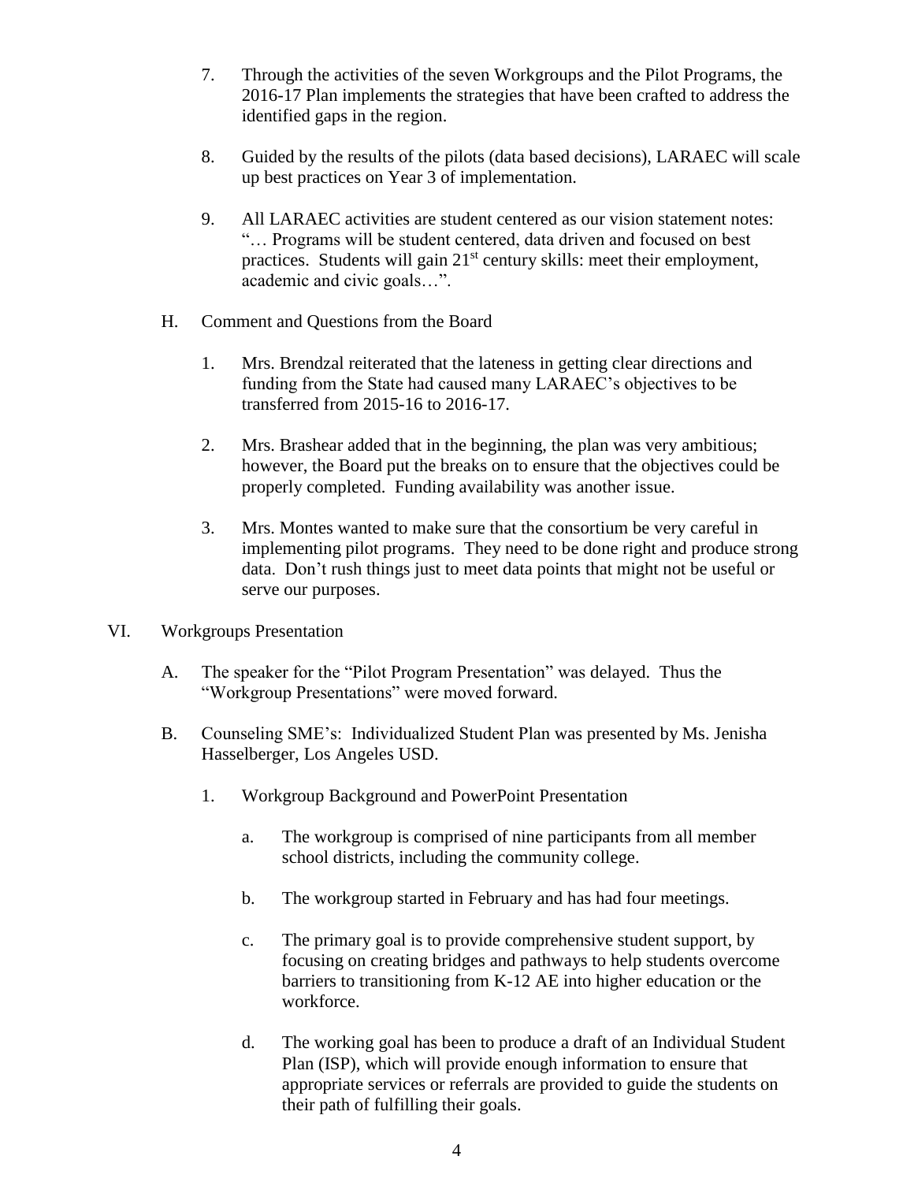7. Through the activities of the seven Workgroups and the Pilot Programs, the 2016-17 Plan implements the strategies that have been crafted to address the identified gaps in the region.

8. Guided by the results of the pilots (data based decisions), LARAEC will scale up best practices on Year 3 of implementation.

9. All LARAEC activities are student centered as our vision statement notes: "… Programs will be student centered, data driven and focused on best practices. Students will gain 21st century skills: meet their employment, academic and civic goals…".

H. Comment and Questions from the Board

1. Mrs. Brendzal reiterated that the lateness in getting clear directions and funding from the State had caused many LARAEC's objectives to be transferred from 2015-16 to 2016-17.

2. Mrs. Brashear added that in the beginning, the plan was very ambitious; however, the Board put the breaks on to ensure that the objectives could be properly completed. Funding availability was another issue.

3. Mrs. Montes wanted to make sure that the consortium be very careful in implementing pilot programs. They need to be done right and produce strong data. Don't rush things just to meet data points that might not be useful or serve our purposes.

VI. Workgroups Presentation

A. The speaker for the "Pilot Program Presentation" was delayed. Thus the "Workgroup Presentations" were moved forward.

B. Counseling SME's: Individualized Student Plan was presented by Ms. Jenisha Hasselberger, Los Angeles USD.

1. Workgroup Background and PowerPoint Presentation

a. The workgroup is comprised of nine participants from all member school districts, including the community college.

b. The workgroup started in February and has had four meetings.

c. The primary goal is to provide comprehensive student support, by focusing on creating bridges and pathways to help students overcome barriers to transitioning from K-12 AE into higher education or the workforce.

d. The working goal has been to produce a draft of an Individual Student Plan (ISP), which will provide enough information to ensure that appropriate services or referrals are provided to guide the students on their path of fulfilling their goals.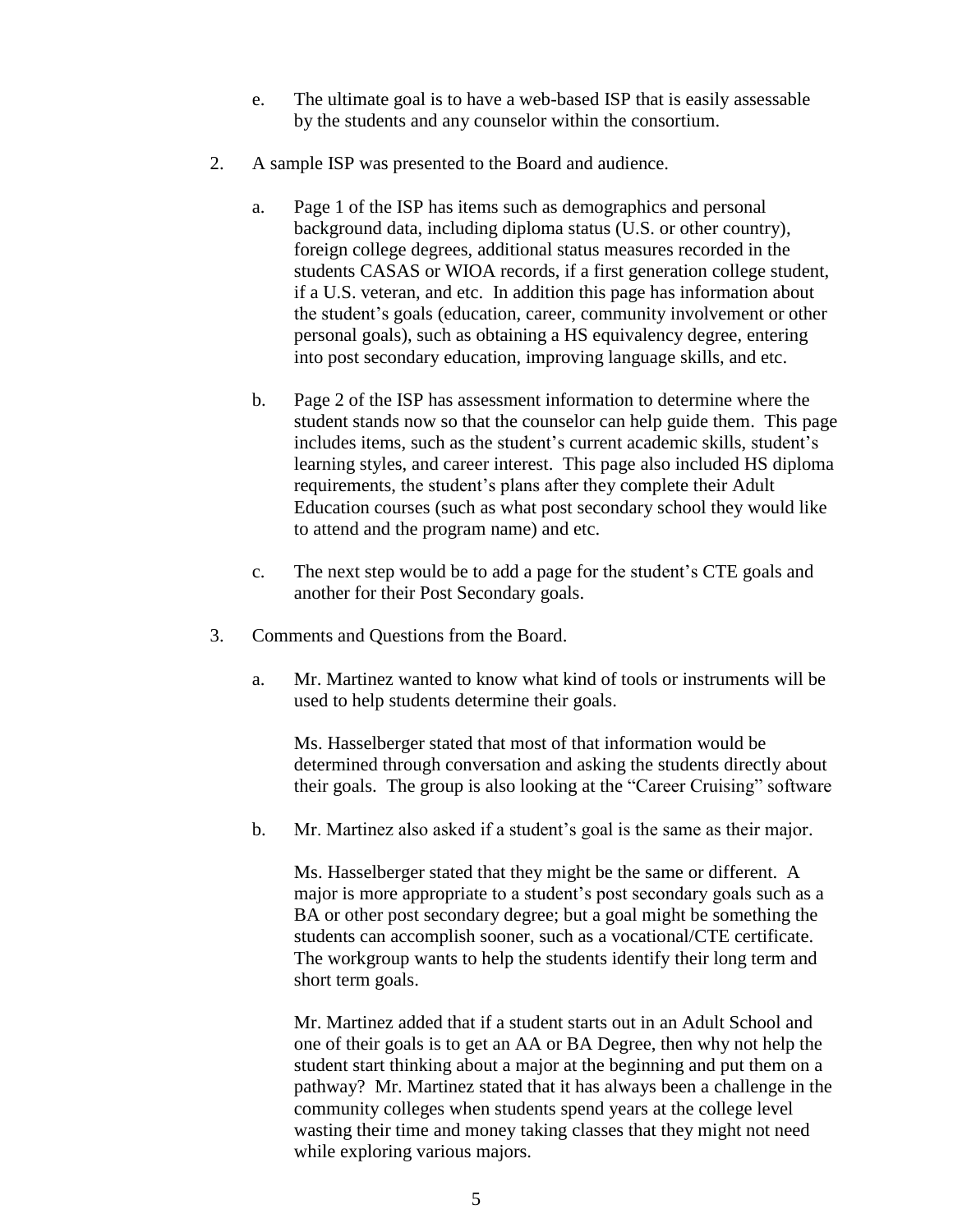e. The ultimate goal is to have a web-based ISP that is easily assessable by the students and any counselor within the consortium.

2. A sample ISP was presented to the Board and audience.

   a. Page 1 of the ISP has items such as demographics and personal background data, including diploma status (U.S. or other country), foreign college degrees, additional status measures recorded in the students CASAS or WIOA records, if a first generation college student, if a U.S. veteran, and etc. In addition this page has information about the student's goals (education, career, community involvement or other personal goals), such as obtaining a HS equivalency degree, entering into post secondary education, improving language skills, and etc.

   b. Page 2 of the ISP has assessment information to determine where the student stands now so that the counselor can help guide them. This page includes items, such as the student's current academic skills, student's learning styles, and career interest. This page also included HS diploma requirements, the student's plans after they complete their Adult Education courses (such as what post secondary school they would like to attend and the program name) and etc.

   c. The next step would be to add a page for the student's CTE goals and another for their Post Secondary goals.

3. Comments and Questions from the Board.

   a. Mr. Martinez wanted to know what kind of tools or instruments will be used to help students determine their goals.

      Ms. Hasselberger stated that most of that information would be determined through conversation and asking the students directly about their goals. The group is also looking at the "Career Cruising" software

   b. Mr. Martinez also asked if a student's goal is the same as their major.

      Ms. Hasselberger stated that they might be the same or different. A major is more appropriate to a student's post secondary goals such as a BA or other post secondary degree; but a goal might be something the students can accomplish sooner, such as a vocational/CTE certificate. The workgroup wants to help the students identify their long term and short term goals.

      Mr. Martinez added that if a student starts out in an Adult School and one of their goals is to get an AA or BA Degree, then why not help the student start thinking about a major at the beginning and put them on a pathway? Mr. Martinez stated that it has always been a challenge in the community colleges when students spend years at the college level wasting their time and money taking classes that they might not need while exploring various majors.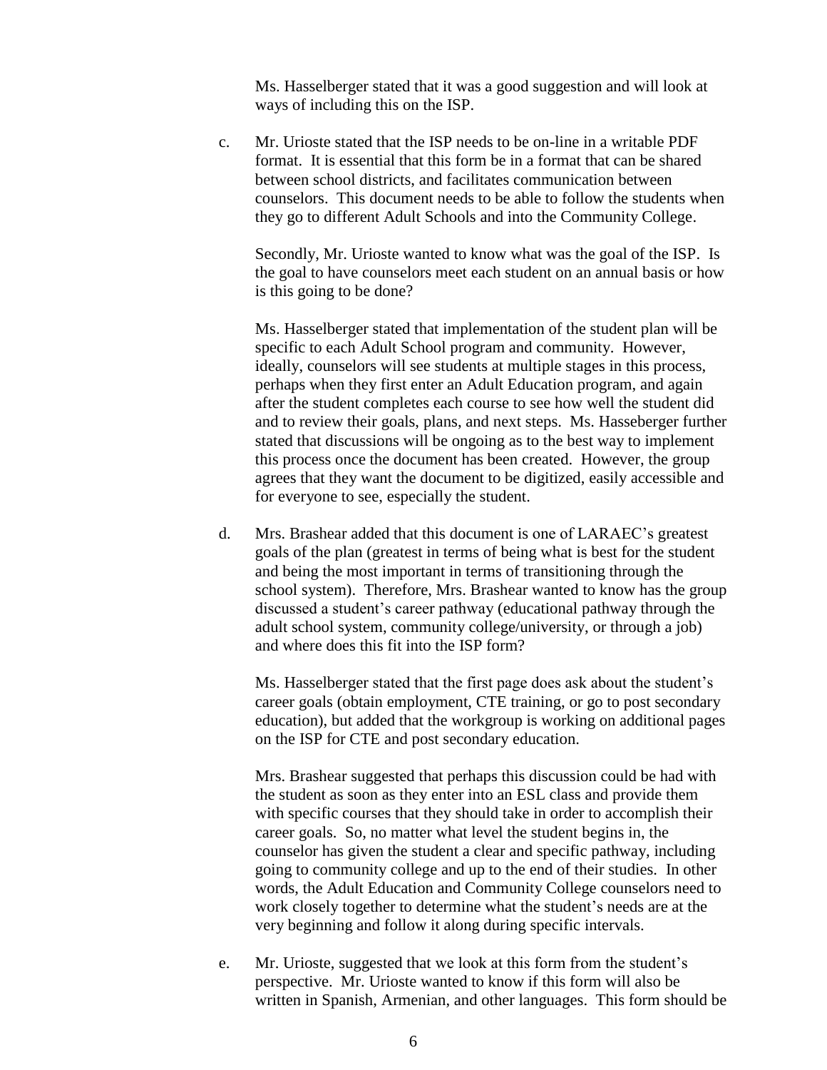Ms. Hasselberger stated that it was a good suggestion and will look at ways of including this on the ISP.

c. Mr. Urioste stated that the ISP needs to be on-line in a writable PDF format. It is essential that this form be in a format that can be shared between school districts, and facilitates communication between counselors. This document needs to be able to follow the students when they go to different Adult Schools and into the Community College.

   Secondly, Mr. Urioste wanted to know what was the goal of the ISP. Is the goal to have counselors meet each student on an annual basis or how is this going to be done?

   Ms. Hasselberger stated that implementation of the student plan will be specific to each Adult School program and community. However, ideally, counselors will see students at multiple stages in this process, perhaps when they first enter an Adult Education program, and again after the student completes each course to see how well the student did and to review their goals, plans, and next steps. Ms. Hasseberger further stated that discussions will be ongoing as to the best way to implement this process once the document has been created. However, the group agrees that they want the document to be digitized, easily accessible and for everyone to see, especially the student.

d. Mrs. Brashear added that this document is one of LARAEC's greatest goals of the plan (greatest in terms of being what is best for the student and being the most important in terms of transitioning through the school system). Therefore, Mrs. Brashear wanted to know has the group discussed a student's career pathway (educational pathway through the adult school system, community college/university, or through a job) and where does this fit into the ISP form?

   Ms. Hasselberger stated that the first page does ask about the student's career goals (obtain employment, CTE training, or go to post secondary education), but added that the workgroup is working on additional pages on the ISP for CTE and post secondary education.

   Mrs. Brashear suggested that perhaps this discussion could be had with the student as soon as they enter into an ESL class and provide them with specific courses that they should take in order to accomplish their career goals. So, no matter what level the student begins in, the counselor has given the student a clear and specific pathway, including going to community college and up to the end of their studies. In other words, the Adult Education and Community College counselors need to work closely together to determine what the student's needs are at the very beginning and follow it along during specific intervals.

e. Mr. Urioste, suggested that we look at this form from the student's perspective. Mr. Urioste wanted to know if this form will also be written in Spanish, Armenian, and other languages. This form should be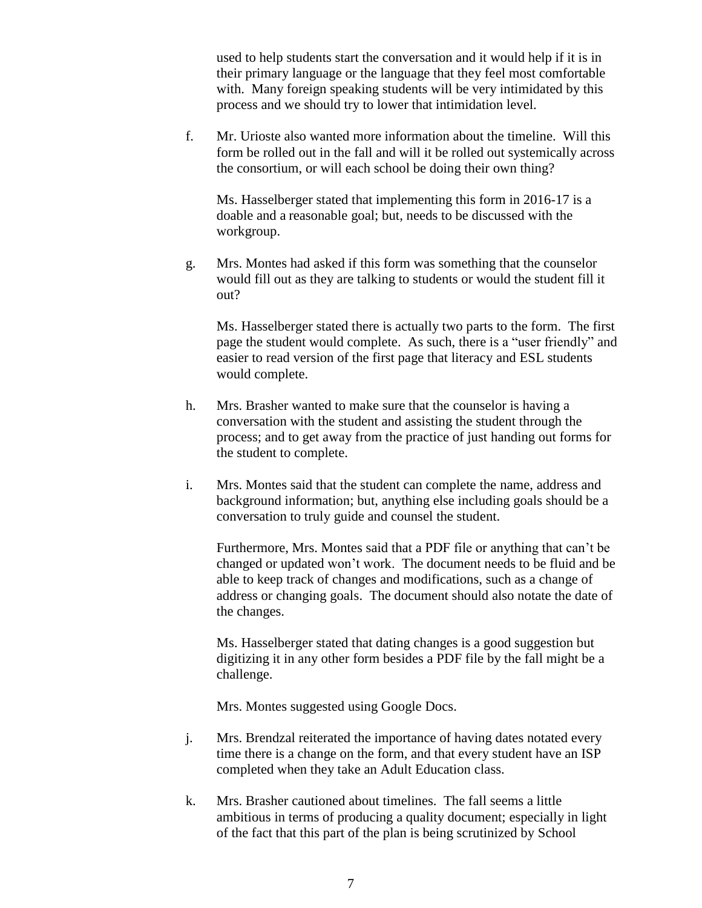used to help students start the conversation and it would help if it is in their primary language or the language that they feel most comfortable with. Many foreign speaking students will be very intimidated by this process and we should try to lower that intimidation level.

f. Mr. Urioste also wanted more information about the timeline. Will this form be rolled out in the fall and will it be rolled out systemically across the consortium, or will each school be doing their own thing?

   Ms. Hasselberger stated that implementing this form in 2016-17 is a doable and a reasonable goal; but, needs to be discussed with the workgroup.

g. Mrs. Montes had asked if this form was something that the counselor would fill out as they are talking to students or would the student fill it out?

   Ms. Hasselberger stated there is actually two parts to the form. The first page the student would complete. As such, there is a "user friendly" and easier to read version of the first page that literacy and ESL students would complete.

h. Mrs. Brasher wanted to make sure that the counselor is having a conversation with the student and assisting the student through the process; and to get away from the practice of just handing out forms for the student to complete.

i. Mrs. Montes said that the student can complete the name, address and background information; but, anything else including goals should be a conversation to truly guide and counsel the student.

   Furthermore, Mrs. Montes said that a PDF file or anything that can't be changed or updated won't work. The document needs to be fluid and be able to keep track of changes and modifications, such as a change of address or changing goals. The document should also notate the date of the changes.

   Ms. Hasselberger stated that dating changes is a good suggestion but digitizing it in any other form besides a PDF file by the fall might be a challenge.

   Mrs. Montes suggested using Google Docs.

j. Mrs. Brendzal reiterated the importance of having dates notated every time there is a change on the form, and that every student have an ISP completed when they take an Adult Education class.

k. Mrs. Brasher cautioned about timelines. The fall seems a little ambitious in terms of producing a quality document; especially in light of the fact that this part of the plan is being scrutinized by School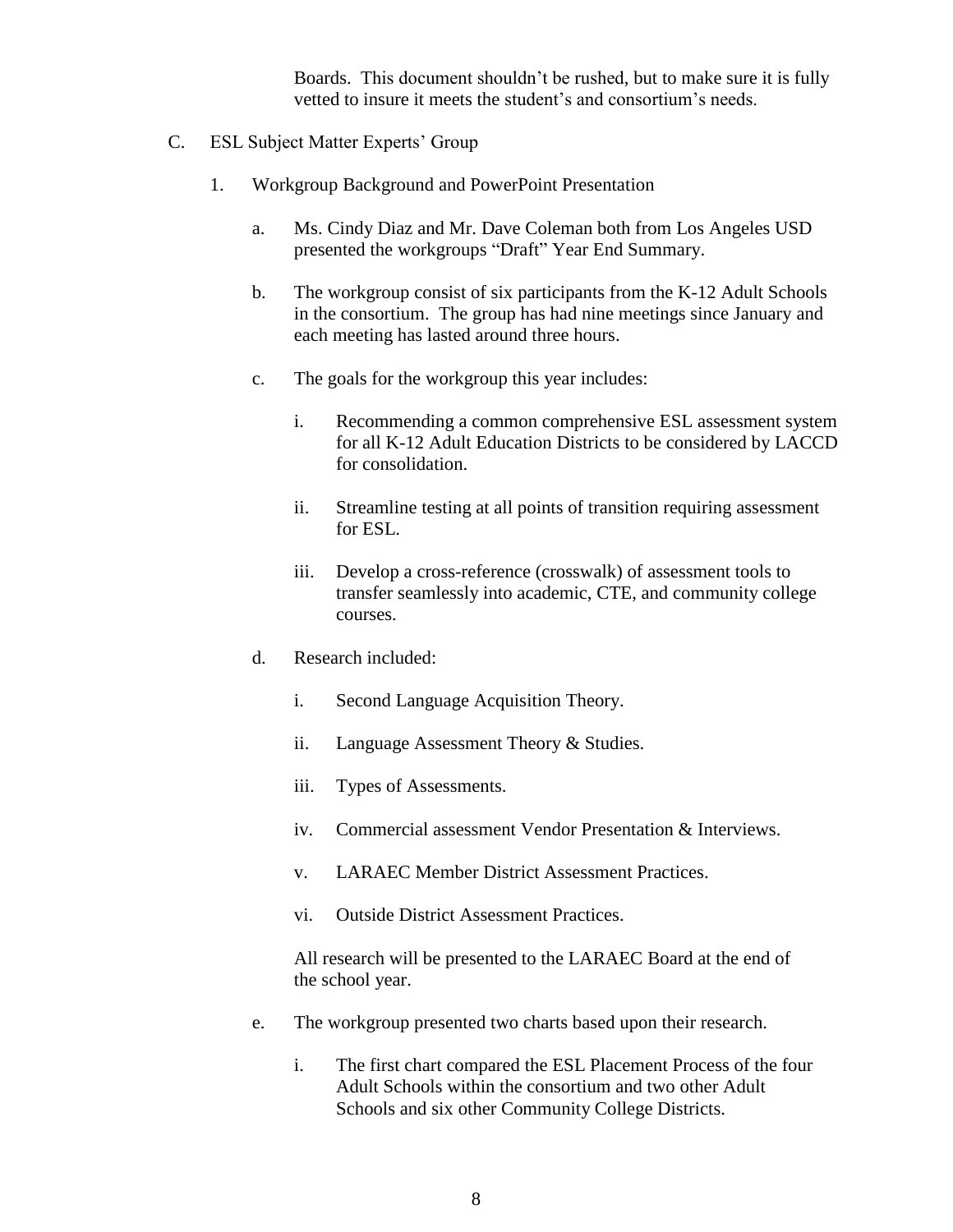Boards. This document shouldn't be rushed, but to make sure it is fully vetted to insure it meets the student's and consortium's needs.

C. ESL Subject Matter Experts' Group

1. Workgroup Background and PowerPoint Presentation

   a. Ms. Cindy Diaz and Mr. Dave Coleman both from Los Angeles USD presented the workgroups "Draft" Year End Summary.

   b. The workgroup consist of six participants from the K-12 Adult Schools in the consortium. The group has had nine meetings since January and each meeting has lasted around three hours.

   c. The goals for the workgroup this year includes:

      i. Recommending a common comprehensive ESL assessment system for all K-12 Adult Education Districts to be considered by LACCD for consolidation.

      ii. Streamline testing at all points of transition requiring assessment for ESL.

      iii. Develop a cross-reference (crosswalk) of assessment tools to transfer seamlessly into academic, CTE, and community college courses.

   d. Research included:

      i. Second Language Acquisition Theory.

      ii. Language Assessment Theory & Studies.

      iii. Types of Assessments.

      iv. Commercial assessment Vendor Presentation & Interviews.

      v. LARAEC Member District Assessment Practices.

      vi. Outside District Assessment Practices.

      All research will be presented to the LARAEC Board at the end of the school year.

   e. The workgroup presented two charts based upon their research.

      i. The first chart compared the ESL Placement Process of the four Adult Schools within the consortium and two other Adult Schools and six other Community College Districts.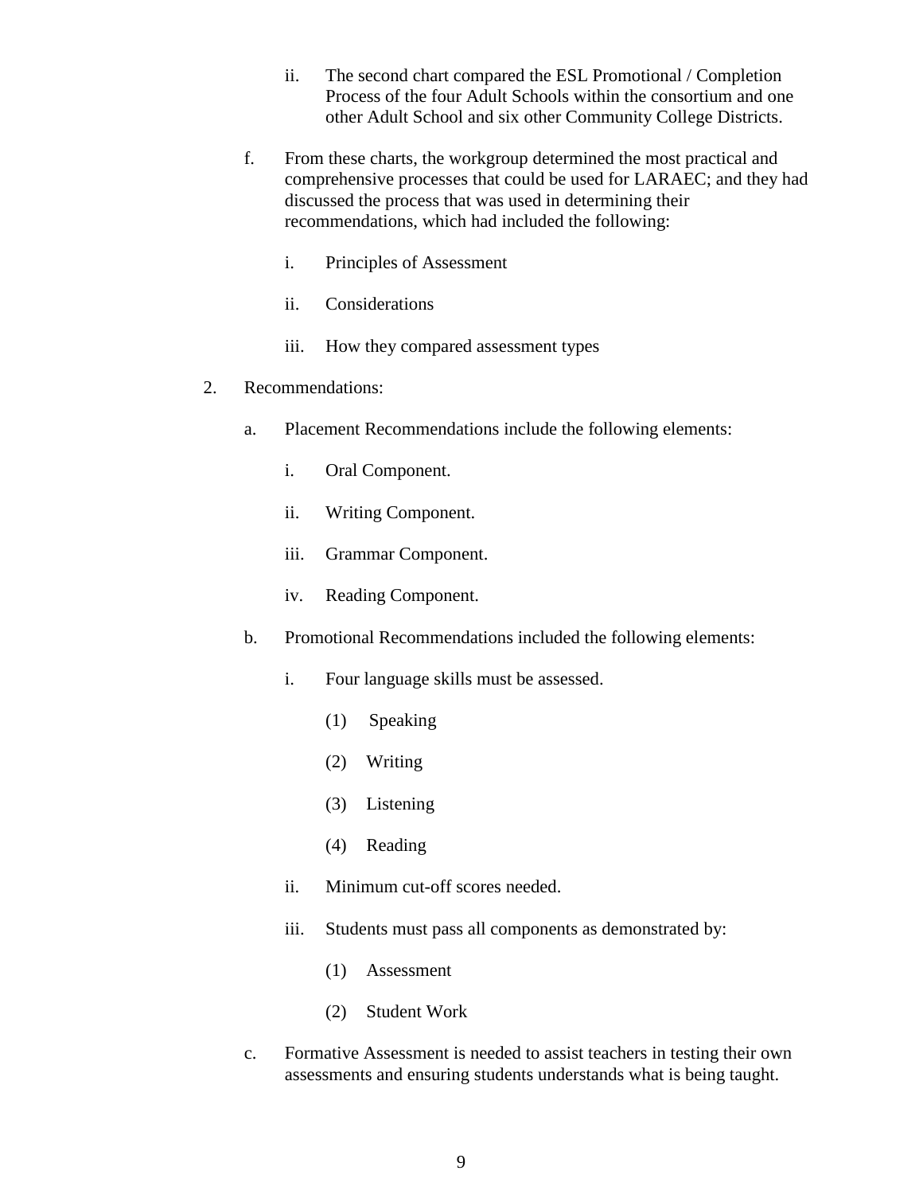ii. The second chart compared the ESL Promotional / Completion Process of the four Adult Schools within the consortium and one other Adult School and six other Community College Districts.

f. From these charts, the workgroup determined the most practical and comprehensive processes that could be used for LARAEC; and they had discussed the process that was used in determining their recommendations, which had included the following:

   i. Principles of Assessment

   ii. Considerations

   iii. How they compared assessment types

2. Recommendations:

   a. Placement Recommendations include the following elements:

      i. Oral Component.

      ii. Writing Component.

      iii. Grammar Component.

      iv. Reading Component.

   b. Promotional Recommendations included the following elements:

      i. Four language skills must be assessed.

         (1) Speaking

         (2) Writing

         (3) Listening

         (4) Reading

      ii. Minimum cut-off scores needed.

      iii. Students must pass all components as demonstrated by:

         (1) Assessment

         (2) Student Work

   c. Formative Assessment is needed to assist teachers in testing their own assessments and ensuring students understands what is being taught.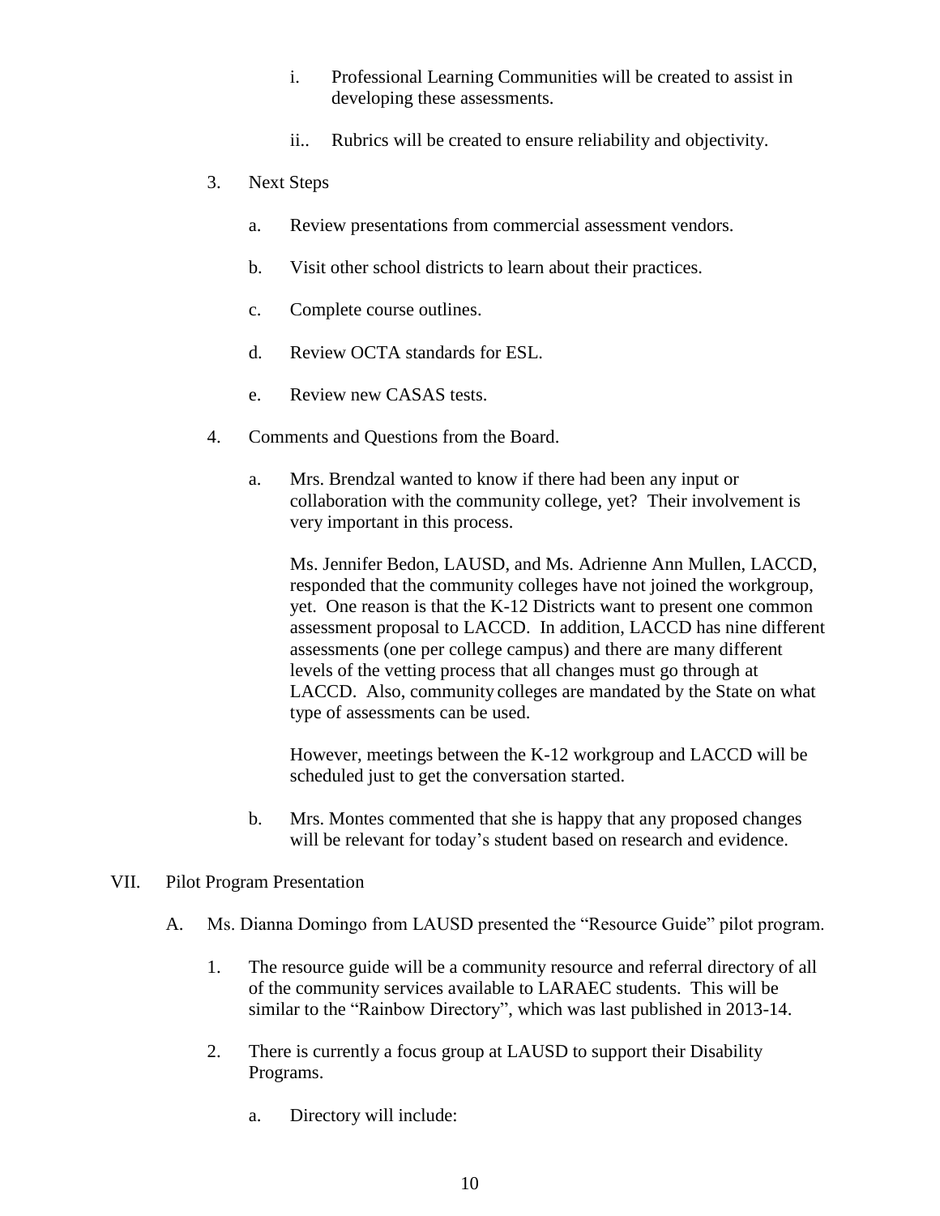i. Professional Learning Communities will be created to assist in developing these assessments.

ii.. Rubrics will be created to ensure reliability and objectivity.

3. Next Steps

   a. Review presentations from commercial assessment vendors.

   b. Visit other school districts to learn about their practices.

   c. Complete course outlines.

   d. Review OCTA standards for ESL.

   e. Review new CASAS tests.

4. Comments and Questions from the Board.

   a. Mrs. Brendzal wanted to know if there had been any input or collaboration with the community college, yet? Their involvement is very important in this process.

      Ms. Jennifer Bedon, LAUSD, and Ms. Adrienne Ann Mullen, LACCD, responded that the community colleges have not joined the workgroup, yet. One reason is that the K-12 Districts want to present one common assessment proposal to LACCD. In addition, LACCD has nine different assessments (one per college campus) and there are many different levels of the vetting process that all changes must go through at LACCD. Also, community colleges are mandated by the State on what type of assessments can be used.

      However, meetings between the K-12 workgroup and LACCD will be scheduled just to get the conversation started.

   b. Mrs. Montes commented that she is happy that any proposed changes will be relevant for today's student based on research and evidence.

VII. Pilot Program Presentation

A. Ms. Dianna Domingo from LAUSD presented the "Resource Guide" pilot program.

1. The resource guide will be a community resource and referral directory of all of the community services available to LARAEC students. This will be similar to the "Rainbow Directory", which was last published in 2013-14.

2. There is currently a focus group at LAUSD to support their Disability Programs.

   a. Directory will include: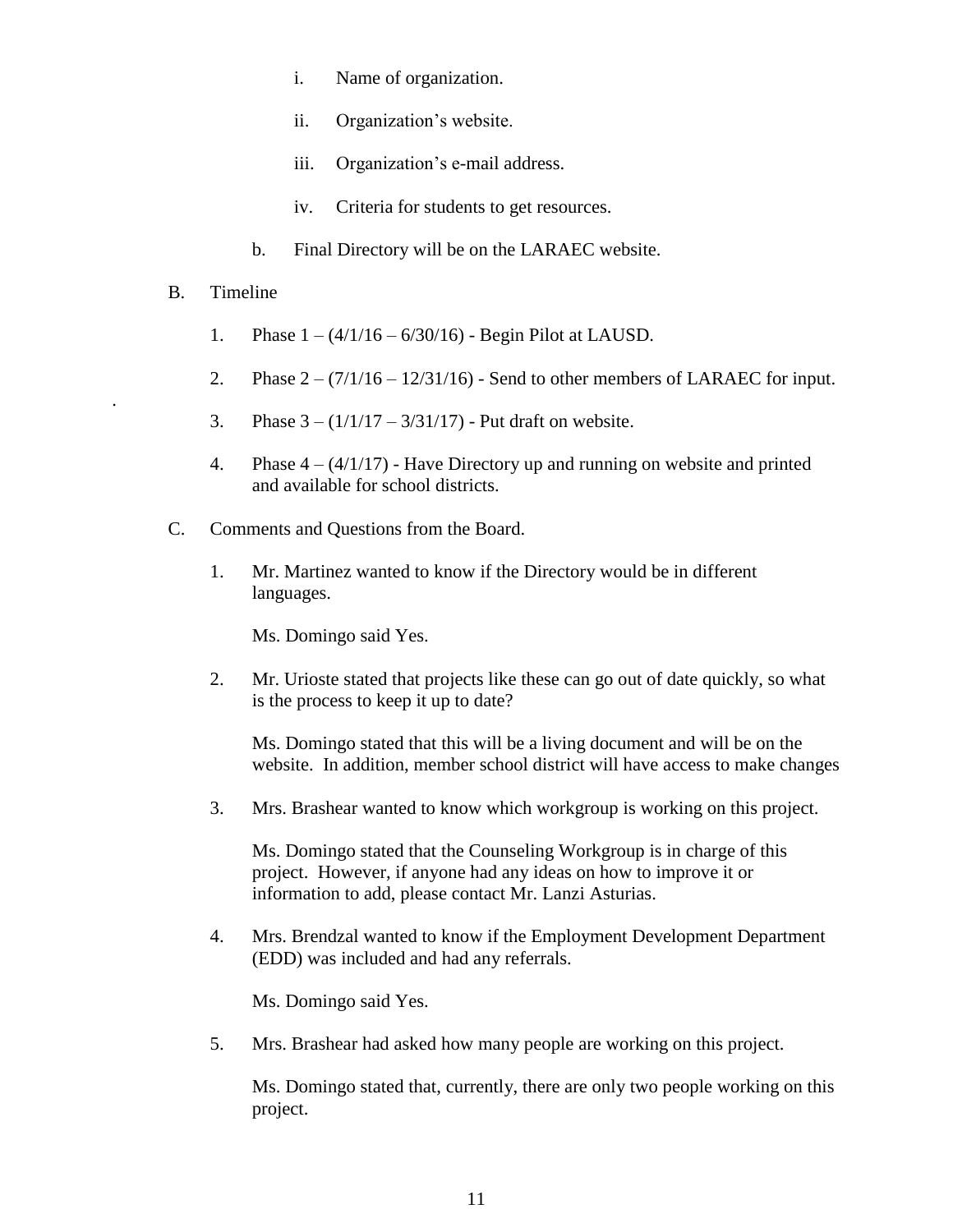i. Name of organization.

ii. Organization's website.

iii. Organization's e-mail address.

iv. Criteria for students to get resources.

b. Final Directory will be on the LARAEC website.

B. Timeline

1. Phase 1 – (4/1/16 – 6/30/16) - Begin Pilot at LAUSD.

2. Phase 2 – (7/1/16 – 12/31/16) - Send to other members of LARAEC for input.

3. Phase 3 – (1/1/17 – 3/31/17) - Put draft on website.

4. Phase 4 – (4/1/17) - Have Directory up and running on website and printed and available for school districts.

C. Comments and Questions from the Board.

1. Mr. Martinez wanted to know if the Directory would be in different languages.

   Ms. Domingo said Yes.

2. Mr. Urioste stated that projects like these can go out of date quickly, so what is the process to keep it up to date?

   Ms. Domingo stated that this will be a living document and will be on the website. In addition, member school district will have access to make changes

3. Mrs. Brashear wanted to know which workgroup is working on this project.

   Ms. Domingo stated that the Counseling Workgroup is in charge of this project. However, if anyone had any ideas on how to improve it or information to add, please contact Mr. Lanzi Asturias.

4. Mrs. Brendzal wanted to know if the Employment Development Department (EDD) was included and had any referrals.

   Ms. Domingo said Yes.

5. Mrs. Brashear had asked how many people are working on this project.

   Ms. Domingo stated that, currently, there are only two people working on this project.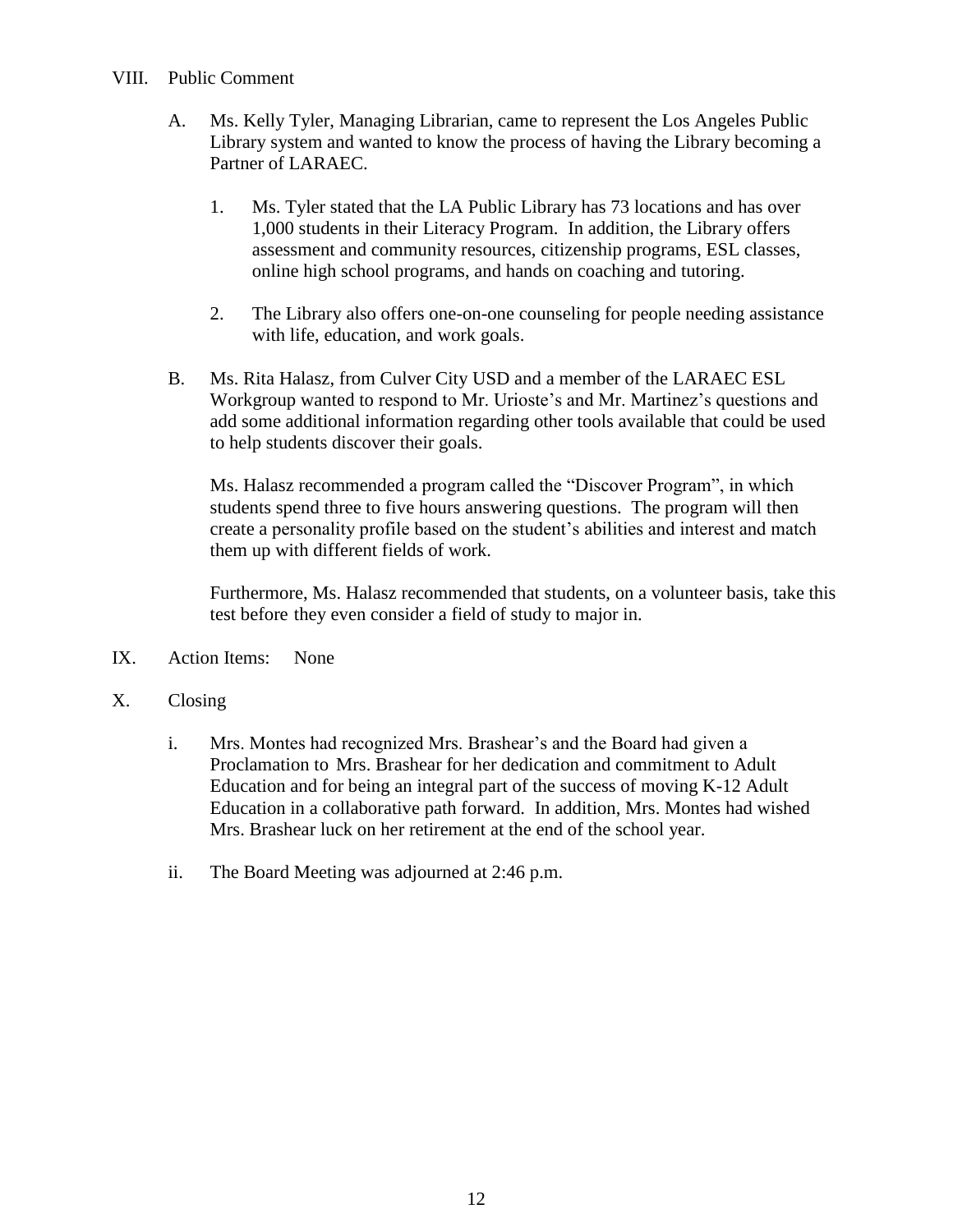VIII. Public Comment

A. Ms. Kelly Tyler, Managing Librarian, came to represent the Los Angeles Public Library system and wanted to know the process of having the Library becoming a Partner of LARAEC.

1. Ms. Tyler stated that the LA Public Library has 73 locations and has over 1,000 students in their Literacy Program. In addition, the Library offers assessment and community resources, citizenship programs, ESL classes, online high school programs, and hands on coaching and tutoring.

2. The Library also offers one-on-one counseling for people needing assistance with life, education, and work goals.

B. Ms. Rita Halasz, from Culver City USD and a member of the LARAEC ESL Workgroup wanted to respond to Mr. Urioste's and Mr. Martinez's questions and add some additional information regarding other tools available that could be used to help students discover their goals.

Ms. Halasz recommended a program called the "Discover Program", in which students spend three to five hours answering questions. The program will then create a personality profile based on the student's abilities and interest and match them up with different fields of work.

Furthermore, Ms. Halasz recommended that students, on a volunteer basis, take this test before they even consider a field of study to major in.

IX. Action Items: None

X. Closing

i. Mrs. Montes had recognized Mrs. Brashear's and the Board had given a Proclamation to Mrs. Brashear for her dedication and commitment to Adult Education and for being an integral part of the success of moving K-12 Adult Education in a collaborative path forward. In addition, Mrs. Montes had wished Mrs. Brashear luck on her retirement at the end of the school year.

ii. The Board Meeting was adjourned at 2:46 p.m.